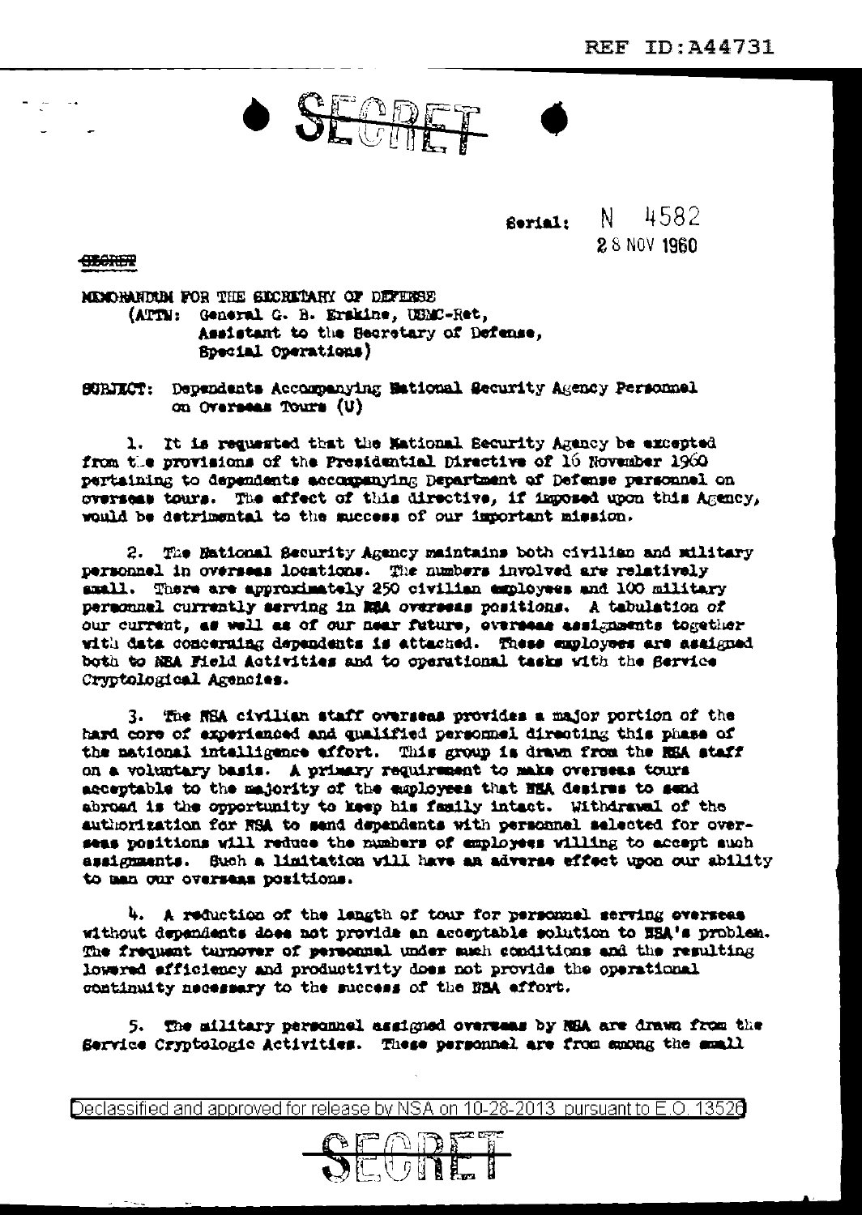REF ID:A44731

SECRET

Serial: N 4582
28 NOV 1960

SECRET

MEMORANDUM FOR THE SECRETARY OF DEFENSE
(ATTN: General G. B. Erskine, USMC-Ret,
Assistant to the Secretary of Defense,
Special Operations)

SUBJECT: Dependents Accompanying National Security Agency Personnel on Overseas Tours (U)

1. It is requested that the National Security Agency be excepted from the provisions of the Presidential Directive of 16 November 1960 pertaining to dependents accompanying Department of Defense personnel on overseas tours. The effect of this directive, if imposed upon this Agency, would be detrimental to the success of our important mission.

2. The National Security Agency maintains both civilian and military personnel in overseas locations. The numbers involved are relatively small. There are approximately 250 civilian employees and 100 military personnel currently serving in NSA overseas positions. A tabulation of our current, as well as of our near future, overseas assignments together with data concerning dependents is attached. These employees are assigned both to NSA Field Activities and to operational tasks with the Service Cryptological Agencies.

3. The NSA civilian staff overseas provides a major portion of the hard core of experienced and qualified personnel directing this phase of the national intelligence effort. This group is drawn from the NSA staff on a voluntary basis. A primary requirement to make overseas tours acceptable to the majority of the employees that NSA desires to send abroad is the opportunity to keep his family intact. Withdrawal of the authorization for NSA to send dependents with personnel selected for overseas positions will reduce the numbers of employees willing to accept such assignments. Such a limitation will have an adverse effect upon our ability to man our overseas positions.

4. A reduction of the length of tour for personnel serving overseas without dependents does not provide an acceptable solution to NSA's problem. The frequent turnover of personnel under such conditions and the resulting lowered efficiency and productivity does not provide the operational continuity necessary to the success of the NSA effort.

5. The military personnel assigned overseas by NSA are drawn from the Service Cryptologic Activities. These personnel are from among the small

Declassified and approved for release by NSA on 10-28-2013 pursuant to E.O. 13526

SECRET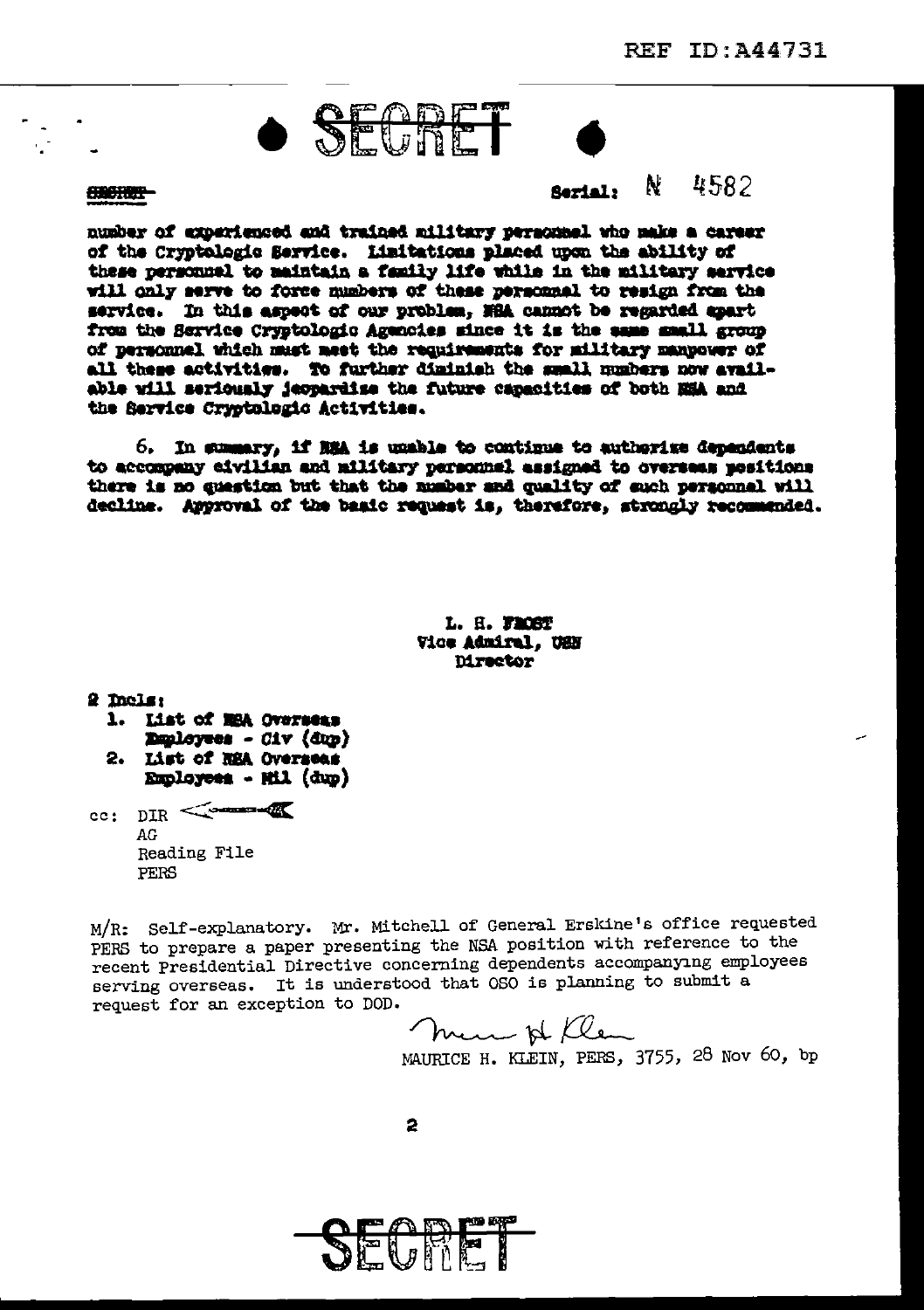SECRET

SECRET

Serial: N 4582

number of experienced and trained military personnel who make a career of the Cryptologic Service. Limitations placed upon the ability of these personnel to maintain a family life while in the military service will only serve to force numbers of these personnel to resign from the service. In this aspect of our problem, NSA cannot be regarded apart from the Service Cryptologic Agencies since it is the same small group of personnel which must meet the requirements for military manpower of all these activities. To further diminish the small numbers now available will seriously jeopardize the future capacities of both NSA and the Service Cryptologic Activities.

6. In summary, if NSA is unable to continue to authorize dependents to accompany civilian and military personnel assigned to overseas positions there is no question but that the number and quality of such personnel will decline. Approval of the basic request is, therefore, strongly recommended.

L. H. FROST
Vice Admiral, USN
Director

2 Incls:
1. List of NSA Overseas Employees - Civ (dup)
2. List of NSA Overseas Employees - Mil (dup)

cc: DIR
AG
Reading File
PERS

M/R: Self-explanatory. Mr. Mitchell of General Erskine's office requested PERS to prepare a paper presenting the NSA position with reference to the recent Presidential Directive concerning dependents accompanying employees serving overseas. It is understood that OSO is planning to submit a request for an exception to DOD.

Maurice H Klein
MAURICE H. KLEIN, PERS, 3755, 28 Nov 60, bp

SECRET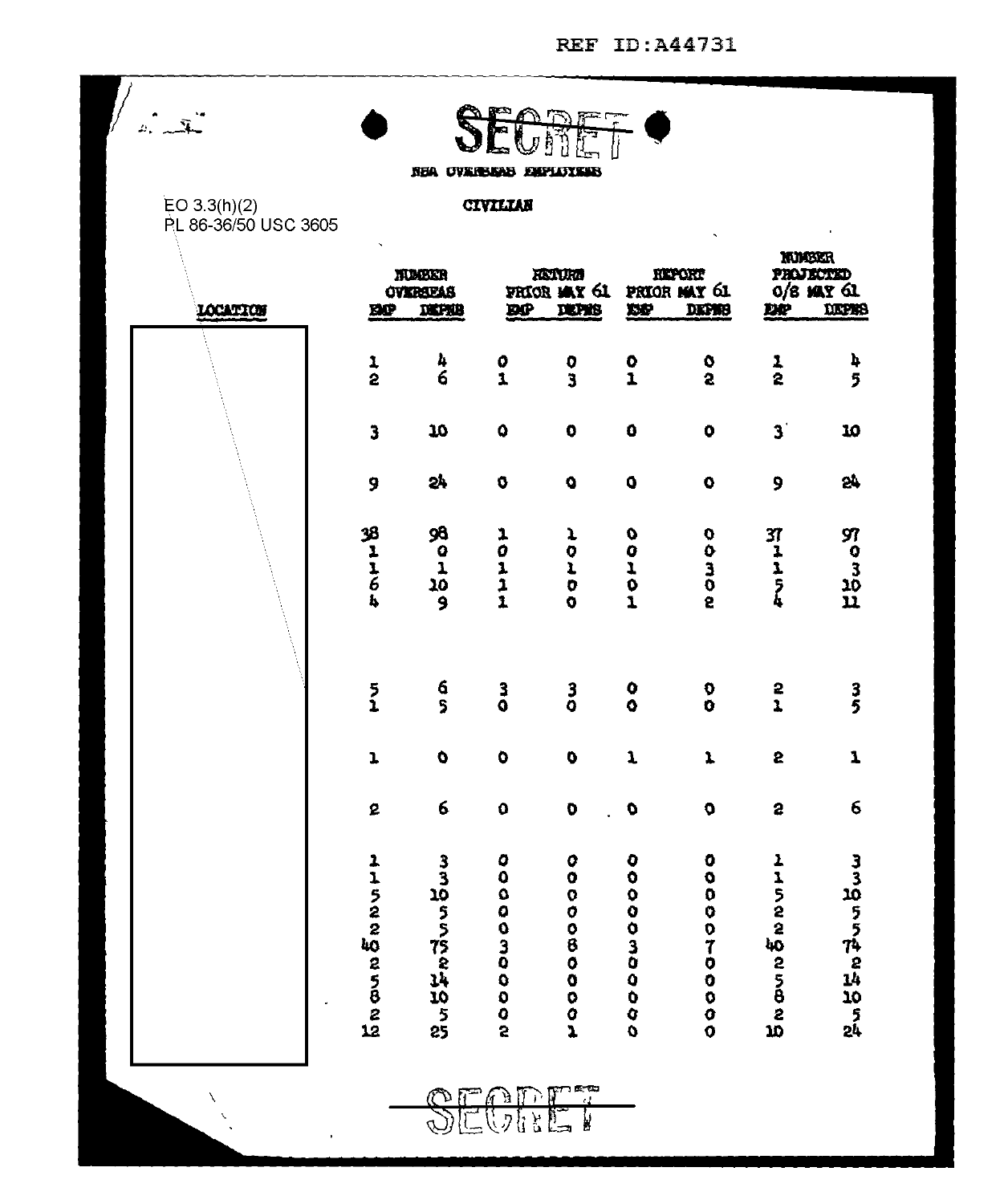REF ID:A44731

SECRET

NSA OVERSEAS EMPLOYEES

CIVILIAN

EO 3.3(h)(2)
PL 86-36/50 USC 3605

| LOCATION | NUMBER OVERSEAS | | RETURN PRIOR MAY 61 | | REPORT PRIOR MAY 61 | | NUMBER PROJECTED O/S MAY 61 | |
|---|---|---|---|---|---|---|---|---|
| | EMP | DEPNS | EMP | DEPNS | EMP | DEPNS | EMP | DEPNS |
| | 1 | 4 | 0 | 0 | 0 | 0 | 1 | 4 |
| | 2 | 6 | 1 | 3 | 1 | 2 | 2 | 5 |
| | 3 | 10 | 0 | 0 | 0 | 0 | 3 | 10 |
| | 9 | 24 | 0 | 0 | 0 | 0 | 9 | 24 |
| | 38 | 98 | 1 | 1 | 0 | 0 | 37 | 97 |
| | 1 | 0 | 0 | 0 | 0 | 0 | 1 | 0 |
| | 1 | 1 | 1 | 1 | 1 | 3 | 1 | 3 |
| | 6 | 10 | 1 | 0 | 0 | 0 | 5 | 10 |
| | 4 | 9 | 1 | 0 | 1 | 2 | 4 | 11 |
| | 5 | 6 | 3 | 3 | 0 | 0 | 2 | 3 |
| | 1 | 5 | 0 | 0 | 0 | 0 | 1 | 5 |
| | 1 | 0 | 0 | 0 | 1 | 1 | 2 | 1 |
| | 2 | 6 | 0 | 0 | 0 | 0 | 2 | 6 |
| | 1 | 3 | 0 | 0 | 0 | 0 | 1 | 3 |
| | 1 | 3 | 0 | 0 | 0 | 0 | 1 | 3 |
| | 5 | 10 | 0 | 0 | 0 | 0 | 5 | 10 |
| | 2 | 5 | 0 | 0 | 0 | 0 | 2 | 5 |
| | 2 | 5 | 0 | 0 | 0 | 0 | 2 | 5 |
| | 40 | 75 | 3 | 8 | 3 | 7 | 40 | 74 |
| | 2 | 2 | 0 | 0 | 0 | 0 | 2 | 2 |
| | 5 | 14 | 0 | 0 | 0 | 0 | 5 | 14 |
| | 8 | 10 | 0 | 0 | 0 | 0 | 8 | 10 |
| | 2 | 5 | 0 | 0 | 0 | 0 | 2 | 5 |
| | 12 | 25 | 2 | 1 | 0 | 0 | 10 | 24 |

SECRET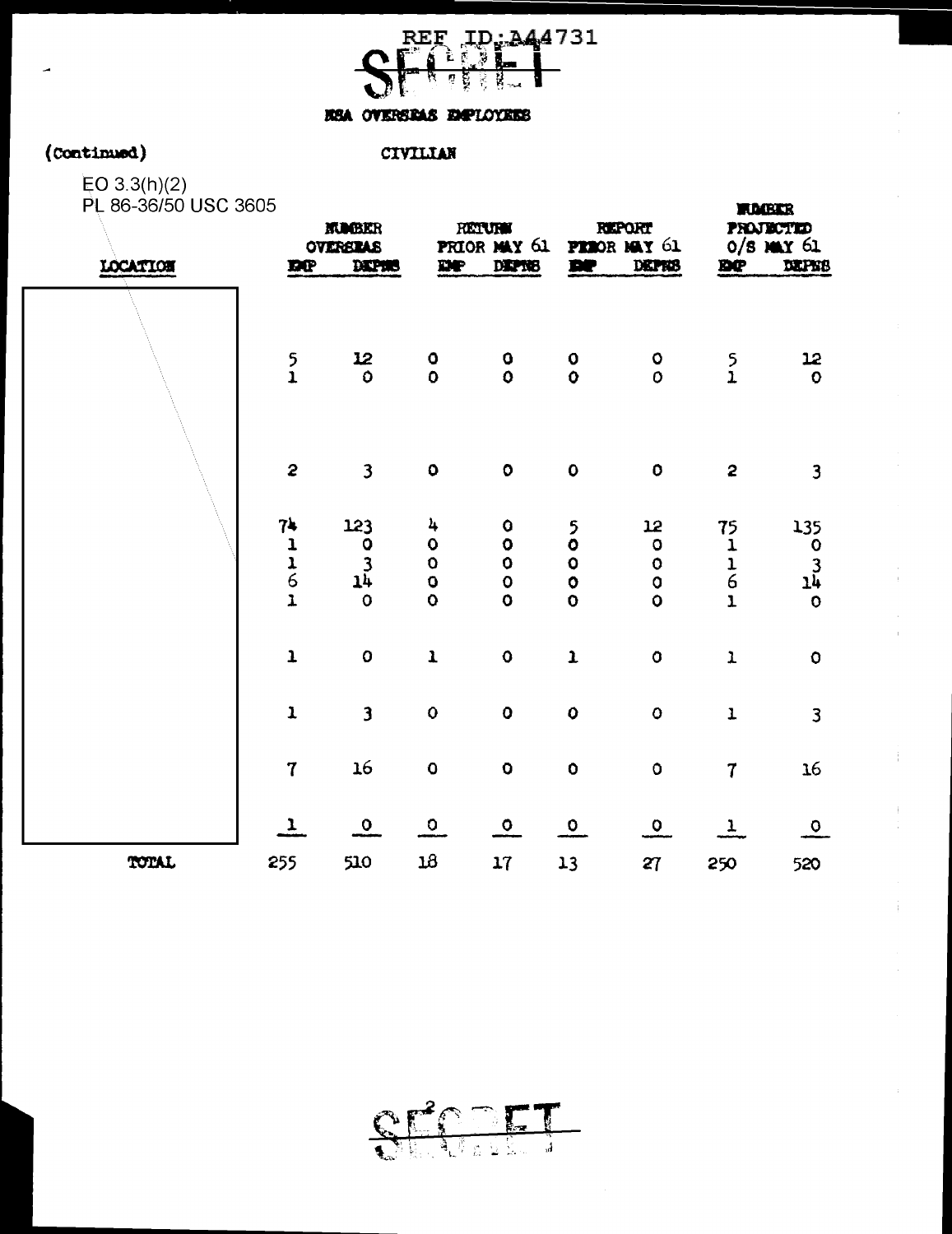REF ID:A44731

SECRET

NSA OVERSEAS EMPLOYEES

(Continued)

CIVILIAN

EO 3.3(h)(2)
PL 86-36/50 USC 3605

| LOCATION | NUMBER OVERSEAS | | RETURN PRIOR MAY 61 | | REPORT PRIOR MAY 61 | | NUMBER PROJECTED O/S MAY 61 | |
|---|---|---|---|---|---|---|---|---|
| | EMP | DEPNS | EMP | DEPNS | EMP | DEPNS | EMP | DEPNS |
| | 5 | 12 | 0 | 0 | 0 | 0 | 5 | 12 |
| | 1 | 0 | 0 | 0 | 0 | 0 | 1 | 0 |
| | 2 | 3 | 0 | 0 | 0 | 0 | 2 | 3 |
| | 74 | 123 | 4 | 0 | 5 | 12 | 75 | 135 |
| | 1 | 0 | 0 | 0 | 0 | 0 | 1 | 0 |
| | 1 | 3 | 0 | 0 | 0 | 0 | 1 | 3 |
| | 6 | 14 | 0 | 0 | 0 | 0 | 6 | 14 |
| | 1 | 0 | 0 | 0 | 0 | 0 | 1 | 0 |
| | 1 | 0 | 1 | 0 | 1 | 0 | 1 | 0 |
| | 1 | 3 | 0 | 0 | 0 | 0 | 1 | 3 |
| | 7 | 16 | 0 | 0 | 0 | 0 | 7 | 16 |
| | 1 | 0 | 0 | 0 | 0 | 0 | 1 | 0 |
| TOTAL | 255 | 510 | 18 | 17 | 13 | 27 | 250 | 520 |

SECRET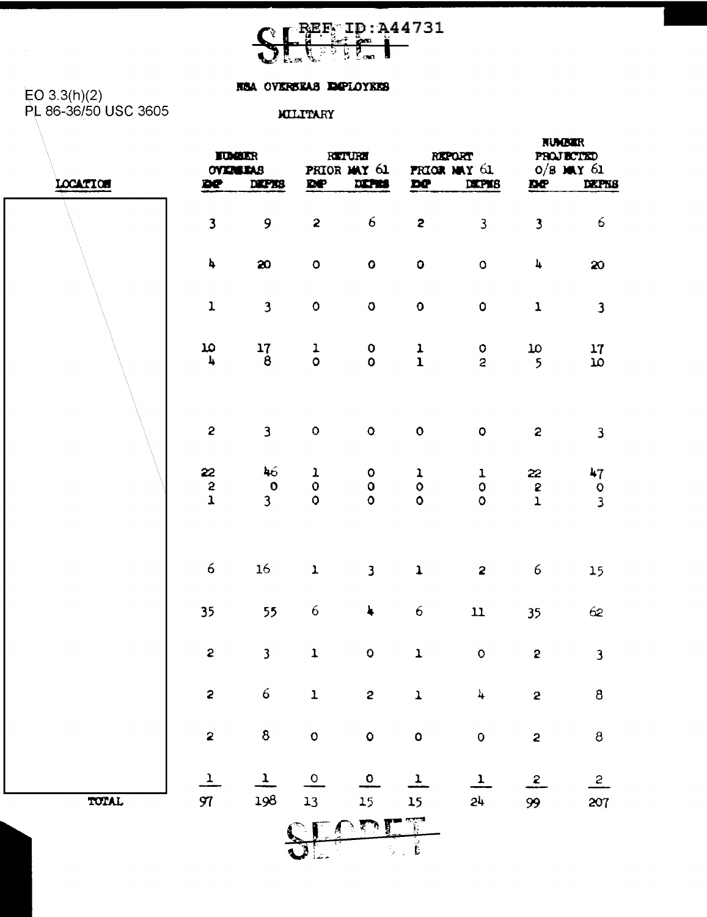REF ID:A44731

SECRET

EO 3.3(h)(2)
PL 86-36/50 USC 3605

NSA OVERSEAS EMPLOYEES

MILITARY

| LOCATION | NUMBER OVERSEAS | | RETURN PRIOR MAY 61 | | REPORT PRIOR MAY 61 | | NUMBER PROJECTED O/S MAY 61 | |
|---|---|---|---|---|---|---|---|---|
| | EMP | DEPNS | EMP | DEPNS | EMP | DEPNS | EMP | DEPNS |
| | 3 | 9 | 2 | 6 | 2 | 3 | 3 | 6 |
| | 4 | 20 | 0 | 0 | 0 | 0 | 4 | 20 |
| | 1 | 3 | 0 | 0 | 0 | 0 | 1 | 3 |
| | 10 | 17 | 1 | 0 | 1 | 0 | 10 | 17 |
| | 4 | 8 | 0 | 0 | 1 | 2 | 5 | 10 |
| | 2 | 3 | 0 | 0 | 0 | 0 | 2 | 3 |
| | 22 | 46 | 1 | 0 | 1 | 1 | 22 | 47 |
| | 2 | 0 | 0 | 0 | 0 | 0 | 2 | 0 |
| | 1 | 3 | 0 | 0 | 0 | 0 | 1 | 3 |
| | 6 | 16 | 1 | 3 | 1 | 2 | 6 | 15 |
| | 35 | 55 | 6 | 4 | 6 | 11 | 35 | 62 |
| | 2 | 3 | 1 | 0 | 1 | 0 | 2 | 3 |
| | 2 | 6 | 1 | 2 | 1 | 4 | 2 | 8 |
| | 2 | 8 | 0 | 0 | 0 | 0 | 2 | 8 |
| | 1 | 1 | 0 | 0 | 1 | 1 | 2 | 2 |
| TOTAL | 97 | 198 | 13 | 15 | 15 | 24 | 99 | 207 |

SECRET